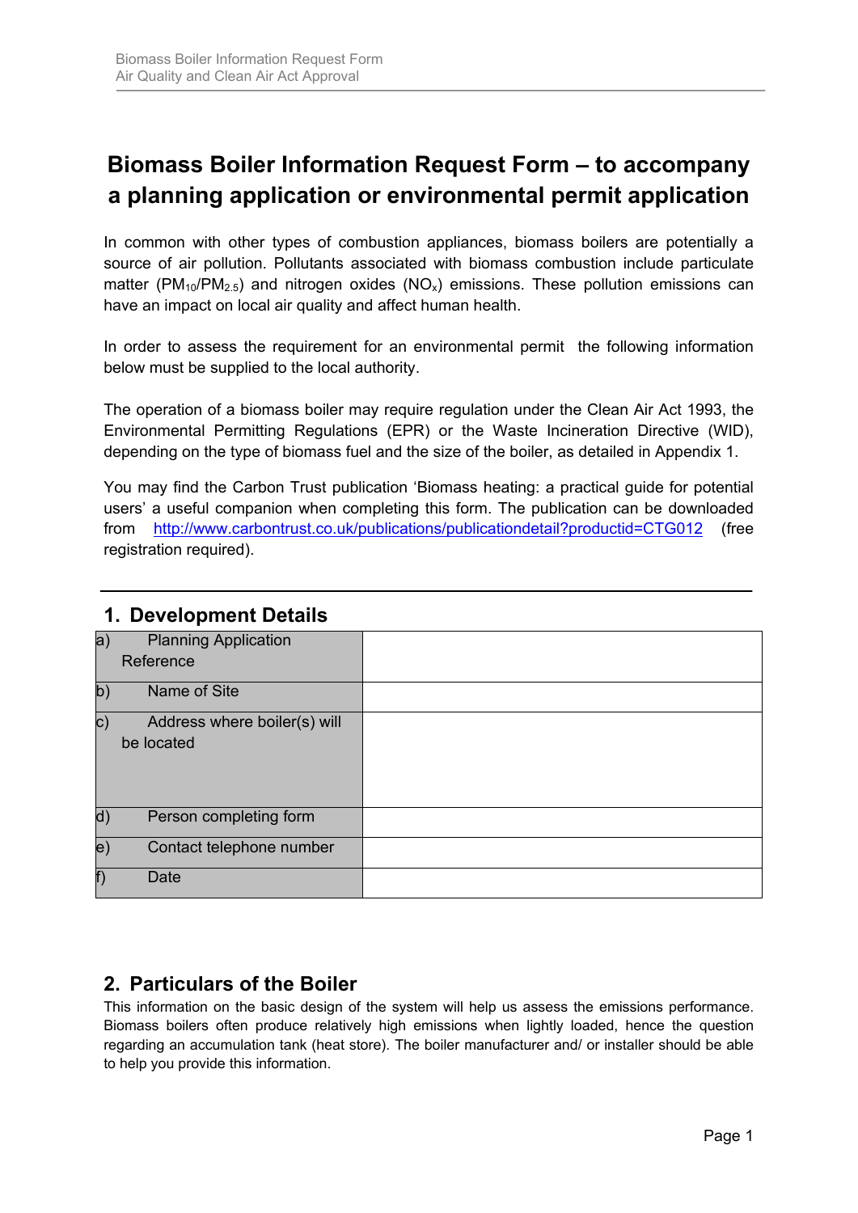# Biomass Boiler Information Request Form – to accompany a planning application or environmental permit application

In common with other types of combustion appliances, biomass boilers are potentially a source of air pollution. Pollutants associated with biomass combustion include particulate matter ($PM_{10}$/$PM_{2.5}$) and nitrogen oxides ($NO_x$) emissions. These pollution emissions can have an impact on local air quality and affect human health.

In order to assess the requirement for an environmental permit the following information below must be supplied to the local authority.

The operation of a biomass boiler may require regulation under the Clean Air Act 1993, the Environmental Permitting Regulations (EPR) or the Waste Incineration Directive (WID), depending on the type of biomass fuel and the size of the boiler, as detailed in Appendix 1.

You may find the Carbon Trust publication 'Biomass heating: a practical guide for potential users' a useful companion when completing this form. The publication can be downloaded from http://www.carbontrust.co.uk/publications/publicationdetail?productid=CTG012 (free registration required).

## 1. Development Details

| | |
|---|---|
| a) Planning Application Reference | |
| b) Name of Site | |
| c) Address where boiler(s) will be located | |
| d) Person completing form | |
| e) Contact telephone number | |
| f) Date | |

## 2. Particulars of the Boiler

This information on the basic design of the system will help us assess the emissions performance. Biomass boilers often produce relatively high emissions when lightly loaded, hence the question regarding an accumulation tank (heat store). The boiler manufacturer and/ or installer should be able to help you provide this information.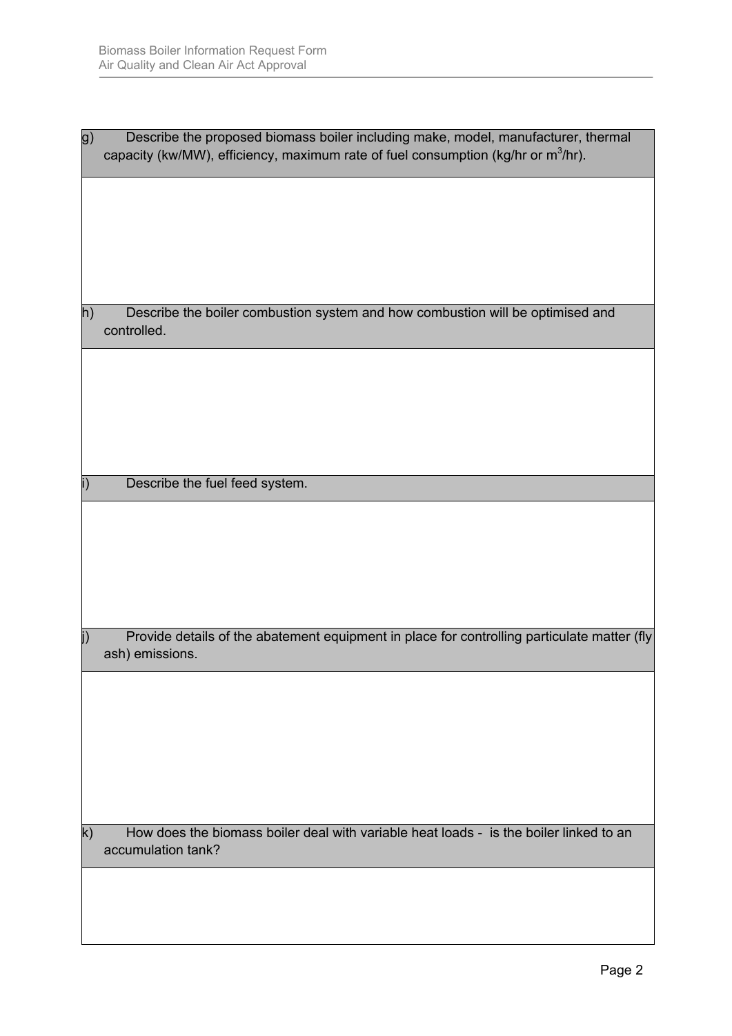| g) Describe the proposed biomass boiler including make, model, manufacturer, thermal capacity (kw/MW), efficiency, maximum rate of fuel consumption (kg/hr or $m^3$/hr). |
|---|
| |

| h) Describe the boiler combustion system and how combustion will be optimised and controlled. |
|---|
| |

| i) Describe the fuel feed system. |
|---|
| |

| j) Provide details of the abatement equipment in place for controlling particulate matter (fly ash) emissions. |
|---|
| |

| k) How does the biomass boiler deal with variable heat loads - is the boiler linked to an accumulation tank? |
|---|
| |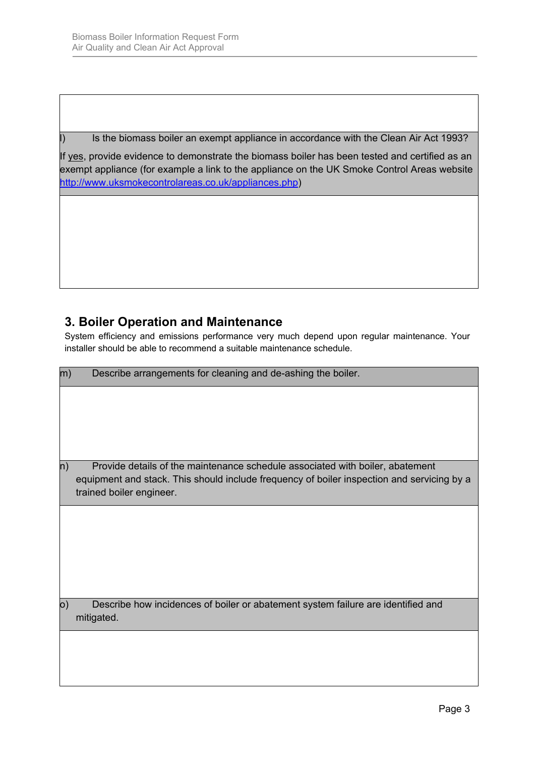| |
|---|
| |
| l) Is the biomass boiler an exempt appliance in accordance with the Clean Air Act 1993?<br><br>If yes, provide evidence to demonstrate the biomass boiler has been tested and certified as an exempt appliance (for example a link to the appliance on the UK Smoke Control Areas website [http://www.uksmokecontrolareas.co.uk/appliances.php](http://www.uksmokecontrolareas.co.uk/appliances.php)) |
| |

## 3. Boiler Operation and Maintenance

System efficiency and emissions performance very much depend upon regular maintenance. Your installer should be able to recommend a suitable maintenance schedule.

| |
|---|
| m) Describe arrangements for cleaning and de-ashing the boiler. |
| |
| n) Provide details of the maintenance schedule associated with boiler, abatement equipment and stack. This should include frequency of boiler inspection and servicing by a trained boiler engineer. |
| |
| o) Describe how incidences of boiler or abatement system failure are identified and mitigated. |
| |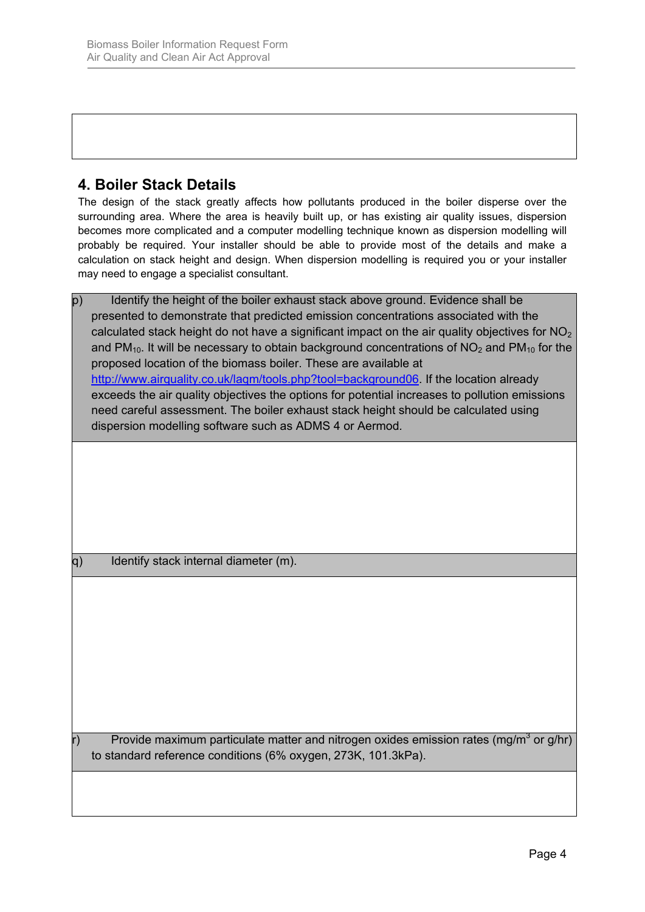## 4. Boiler Stack Details

The design of the stack greatly affects how pollutants produced in the boiler disperse over the surrounding area. Where the area is heavily built up, or has existing air quality issues, dispersion becomes more complicated and a computer modelling technique known as dispersion modelling will probably be required. Your installer should be able to provide most of the details and make a calculation on stack height and design. When dispersion modelling is required you or your installer may need to engage a specialist consultant.

| p) Identify the height of the boiler exhaust stack above ground. Evidence shall be presented to demonstrate that predicted emission concentrations associated with the calculated stack height do not have a significant impact on the air quality objectives for $NO_2$ and $PM_{10}$. It will be necessary to obtain background concentrations of $NO_2$ and $PM_{10}$ for the proposed location of the biomass boiler. These are available at [http://www.airquality.co.uk/laqm/tools.php?tool=background06](http://www.airquality.co.uk/laqm/tools.php?tool=background06). If the location already exceeds the air quality objectives the options for potential increases to pollution emissions need careful assessment. The boiler exhaust height should be calculated using dispersion modelling software such as ADMS 4 or Aermod. |
|---|
| |
| q) Identify stack internal diameter (m). |
| |
| r) Provide maximum particulate matter and nitrogen oxides emission rates (mg/m$^3$ or g/hr) to standard reference conditions (6% oxygen, 273K, 101.3kPa). |
| |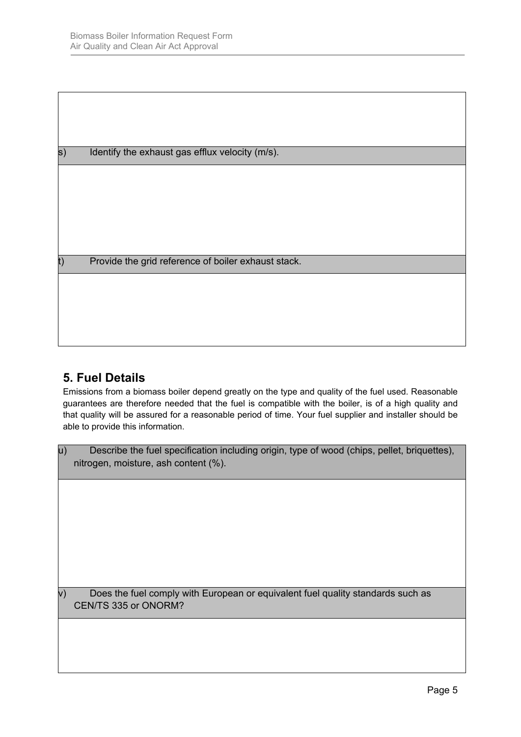s) Identify the exhaust gas efflux velocity (m/s).

t) Provide the grid reference of boiler exhaust stack.

## 5. Fuel Details

Emissions from a biomass boiler depend greatly on the type and quality of the fuel used. Reasonable guarantees are therefore needed that the fuel is compatible with the boiler, is of a high quality and that quality will be assured for a reasonable period of time. Your fuel supplier and installer should be able to provide this information.

u) Describe the fuel specification including origin, type of wood (chips, pellet, briquettes), nitrogen, moisture, ash content (%).

v) Does the fuel comply with European or equivalent fuel quality standards such as CEN/TS 335 or ONORM?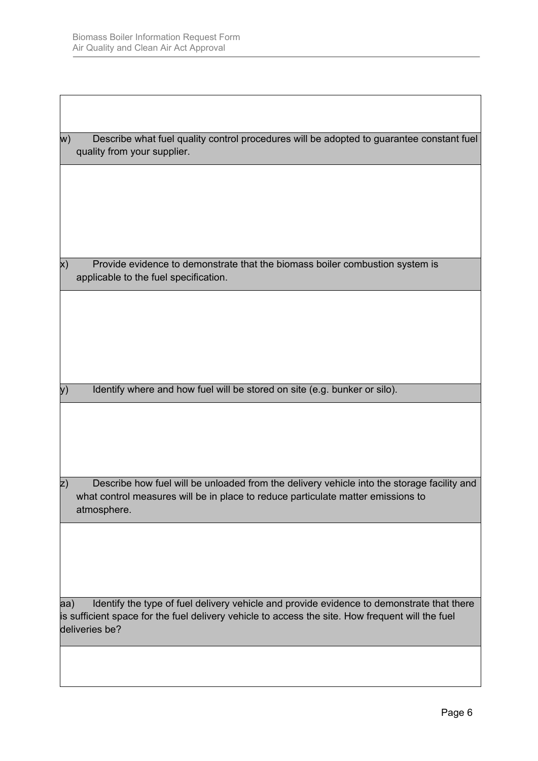w) Describe what fuel quality control procedures will be adopted to guarantee constant fuel quality from your supplier.

x) Provide evidence to demonstrate that the biomass boiler combustion system is applicable to the fuel specification.

y) Identify where and how fuel will be stored on site (e.g. bunker or silo).

z) Describe how fuel will be unloaded from the delivery vehicle into the storage facility and what control measures will be in place to reduce particulate matter emissions to atmosphere.

aa) Identify the type of fuel delivery vehicle and provide evidence to demonstrate that there is sufficient space for the fuel delivery vehicle to access the site. How frequent will the fuel deliveries be?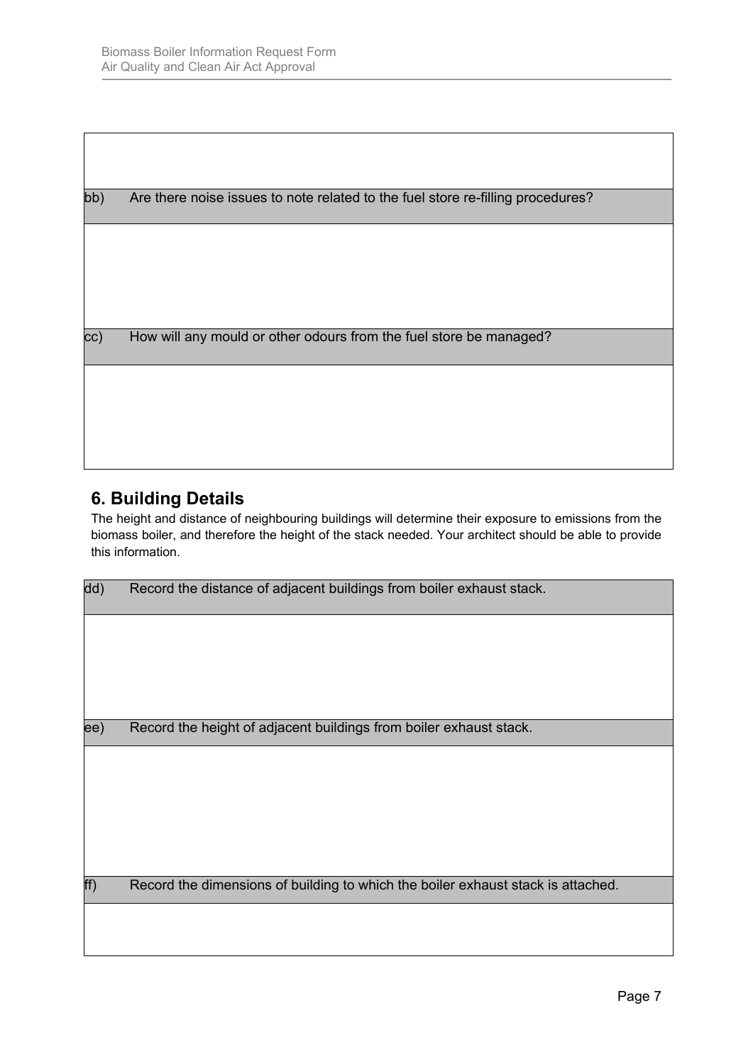| bb) | Are there noise issues to note related to the fuel store re-filling procedures? |
| --- | --- |
| | |

| cc) | How will any mould or other odours from the fuel store be managed? |
| --- | --- |
| | |

## 6. Building Details

The height and distance of neighbouring buildings will determine their exposure to emissions from the biomass boiler, and therefore the height of the stack needed. Your architect should be able to provide this information.

| dd) | Record the distance of adjacent buildings from boiler exhaust stack. |
| --- | --- |
| | |

| ee) | Record the height of adjacent buildings from boiler exhaust stack. |
| --- | --- |
| | |

| ff) | Record the dimensions of building to which the boiler exhaust stack is attached. |
| --- | --- |
| | |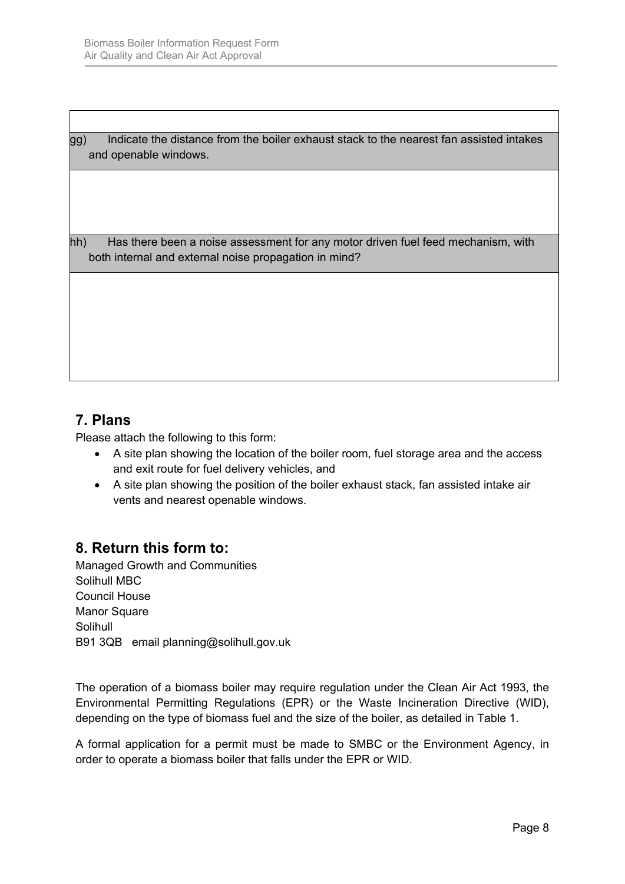| |
|---|
| gg) Indicate the distance from the boiler exhaust stack to the nearest fan assisted intakes and openable windows. |
| |
| hh) Has there been a noise assessment for any motor driven fuel feed mechanism, with both internal and external noise propagation in mind? |
| |

## 7. Plans

Please attach the following to this form:

- A site plan showing the location of the boiler room, fuel storage area and the access and exit route for fuel delivery vehicles, and
- A site plan showing the position of the boiler exhaust stack, fan assisted intake air vents and nearest openable windows.

## 8. Return this form to:

Managed Growth and Communities
Solihull MBC
Council House
Manor Square
Solihull
B91 3QB email planning@solihull.gov.uk

The operation of a biomass boiler may require regulation under the Clean Air Act 1993, the Environmental Permitting Regulations (EPR) or the Waste Incineration Directive (WID), depending on the type of biomass fuel and the size of the boiler, as detailed in Table 1.

A formal application for a permit must be made to SMBC or the Environment Agency, in order to operate a biomass boiler that falls under the EPR or WID.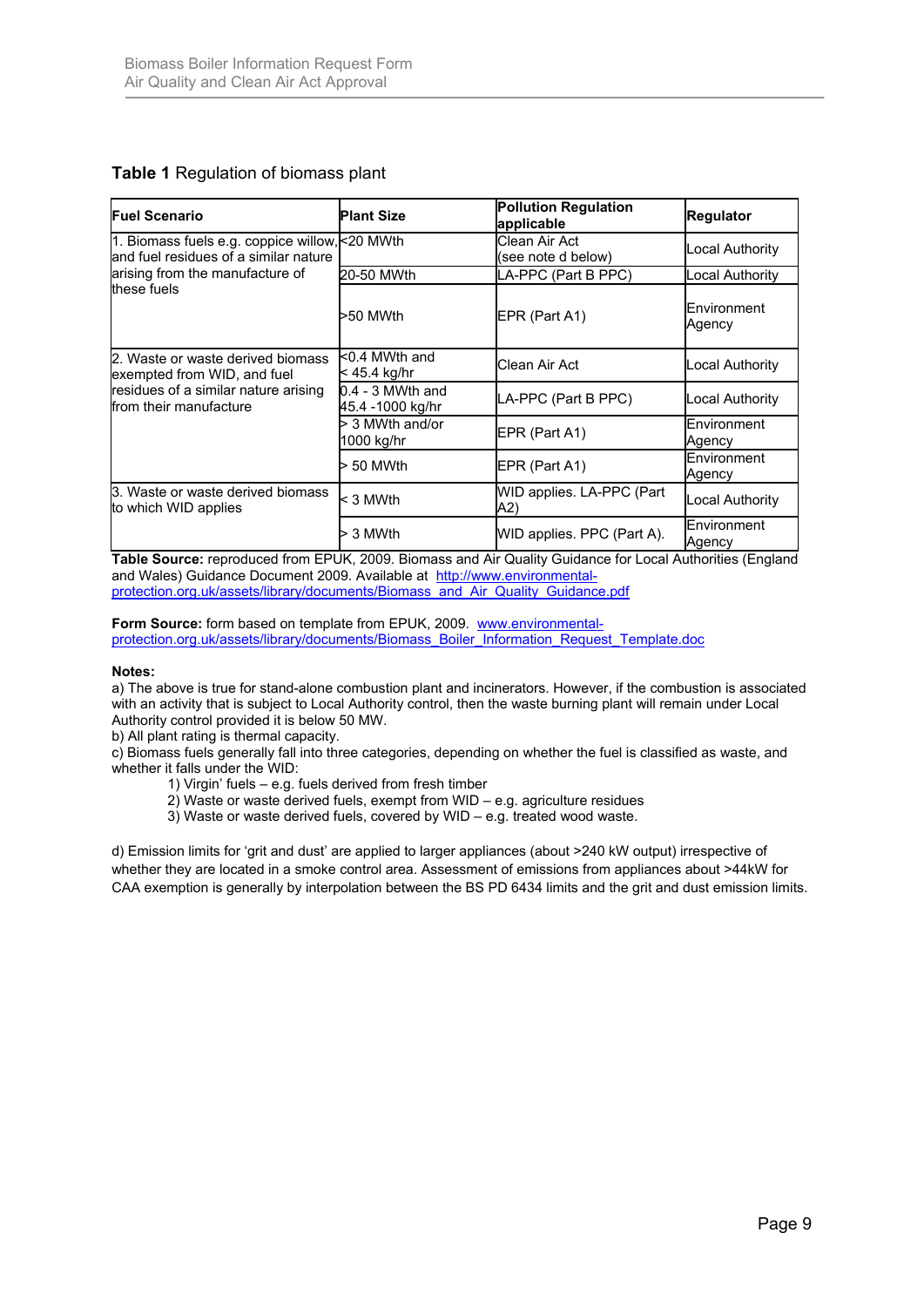**Table 1** Regulation of biomass plant

| Fuel Scenario | Plant Size | Pollution Regulation applicable | Regulator |
|---|---|---|---|
| 1. Biomass fuels e.g. coppice willow, and fuel residues of a similar nature arising from the manufacture of these fuels | <20 MWth | Clean Air Act (see note d below) | Local Authority |
| | 20-50 MWth | LA-PPC (Part B PPC) | Local Authority |
| | >50 MWth | EPR (Part A1) | Environment Agency |
| 2. Waste or waste derived biomass exempted from WID, and fuel residues of a similar nature arising from their manufacture | <0.4 MWth and < 45.4 kg/hr | Clean Air Act | Local Authority |
| | 0.4 - 3 MWth and 45.4 -1000 kg/hr | LA-PPC (Part B PPC) | Local Authority |
| | > 3 MWth and/or 1000 kg/hr | EPR (Part A1) | Environment Agency |
| | > 50 MWth | EPR (Part A1) | Environment Agency |
| 3. Waste or waste derived biomass to which WID applies | < 3 MWth | WID applies. LA-PPC (Part A2) | Local Authority |
| | > 3 MWth | WID applies. PPC (Part A). | Environment Agency |

**Table Source:** reproduced from EPUK, 2009. Biomass and Air Quality Guidance for Local Authorities (England and Wales) Guidance Document 2009. Available at http://www.environmental-protection.org.uk/assets/library/documents/Biomass_and_Air_Quality_Guidance.pdf

**Form Source:** form based on template from EPUK, 2009. www.environmental-protection.org.uk/assets/library/documents/Biomass_Boiler_Information_Request_Template.doc

**Notes:**

a) The above is true for stand-alone combustion plant and incinerators. However, if the combustion is associated with an activity that is subject to Local Authority control, then the waste burning plant will remain under Local Authority control provided it is below 50 MW.

b) All plant rating is thermal capacity.

c) Biomass fuels generally fall into three categories, depending on whether the fuel is classified as waste, and whether it falls under the WID:

1) Virgin' fuels – e.g. fuels derived from fresh timber
2) Waste or waste derived fuels, exempt from WID – e.g. agriculture residues
3) Waste or waste derived fuels, covered by WID – e.g. treated wood waste.

d) Emission limits for 'grit and dust' are applied to larger appliances (about >240 kW output) irrespective of whether they are located in a smoke control area. Assessment of emissions from appliances about >44kW for CAA exemption is generally by interpolation between the BS PD 6434 limits and the grit and dust emission limits.